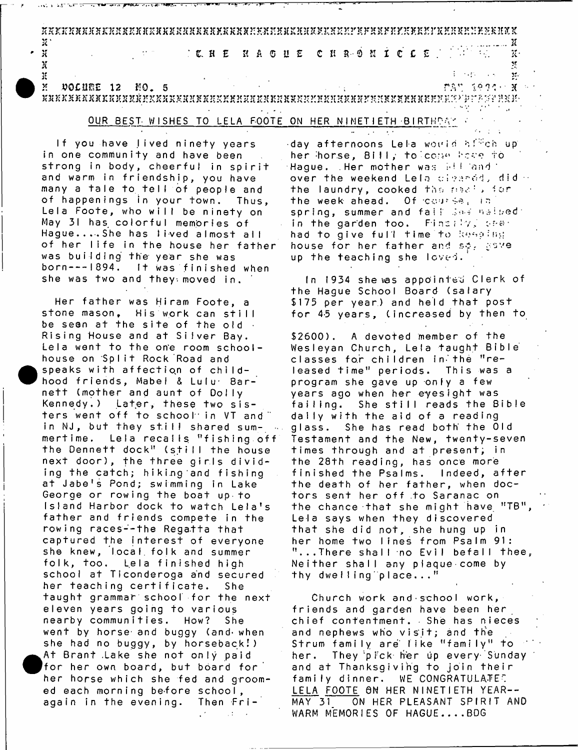# THE HAGUE CHRONICLE

VOLUME 12 NO. 5 — MAY 1984

## OUR BEST WISHES TO LELA FOOTE ON HER NINETIETH BIRTHDAY

If you have lived ninety years in one community and have been strong in body, cheerful in spirit and warm in friendship, you have many a tale to tell of people and of happenings in your town. Thus, Lela Foote, who will be ninety on May 31 has colorful memories of Hague....She has lived almost all of her life in the house her father was building the year she was born---1894. It was finished when she was two and they moved in.

Her father was Hiram Foote, a stone mason. His work can still be seen at the site of the old Rising House and at Silver Bay. Lela went to the one room schoolhouse on Split Rock Road and speaks with affection of childhood friends, Mabel & Lulu Barnett (mother and aunt of Dolly Kennedy.) Later, these two sisters went off to school in VT and in NJ, but they still shared summertime. Lela recalls "fishing off the Dennett dock" (still the house next door), the three girls dividing the catch; hiking and fishing at Jabe's Pond; swimming in Lake George or rowing the boat up to Island Harbor dock to watch Lela's father and friends compete in the rowing races--the Regatta that captured the interest of everyone she knew, local folk and summer folk, too. Lela finished high school at Ticonderoga and secured her teaching certificate. She taught grammar school for the next eleven years going to various nearby communities. How? She went by horse and buggy (and when she had no buggy, by horseback!) At Brant Lake she not only paid for her own board, but board for her horse which she fed and groomed each morning before school, again in the evening. Then Friday afternoons Lela would hitch up her horse, Bill, to come home to Hague. Her mother was ill and over the weekend Lela cleaned, did the laundry, cooked the meals for the week ahead. Of course, in spring, summer and fall she helped in the garden too. Finally, she had to give full time to keeping house for her father and so, gave up the teaching she loved.

In 1934 she was appointed Clerk of the Hague School Board (salary $175 per year) and held that post for 45 years, (increased by then to $2600). A devoted member of the Wesleyan Church, Lela taught Bible classes for children in the "released time" periods. This was a program she gave up only a few years ago when her eyesight was failing. She still reads the Bible daily with the aid of a reading glass. She has read both the Old Testament and the New, twenty-seven times through and at present, in the 28th reading, has once more finished the Psalms. Indeed, after the death of her father, when doctors sent her off to Saranac on the chance that she might have "TB", Lela says when they discovered that she did not, she hung up in her home two lines from Psalm 91: "...There shall no Evil befall thee, Neither shall any plaque come by thy dwelling place..."

Church work and school work, friends and garden have been her chief contentment. She has nieces and nephews who visit; and the Strum family are like "family" to her. They pick her up every Sunday and at Thanksgiving to join their family dinner. WE CONGRATULATE LELA FOOTE ON HER NINETIETH YEAR-- MAY 31 ON HER PLEASANT SPIRIT AND WARM MEMORIES OF HAGUE....BDG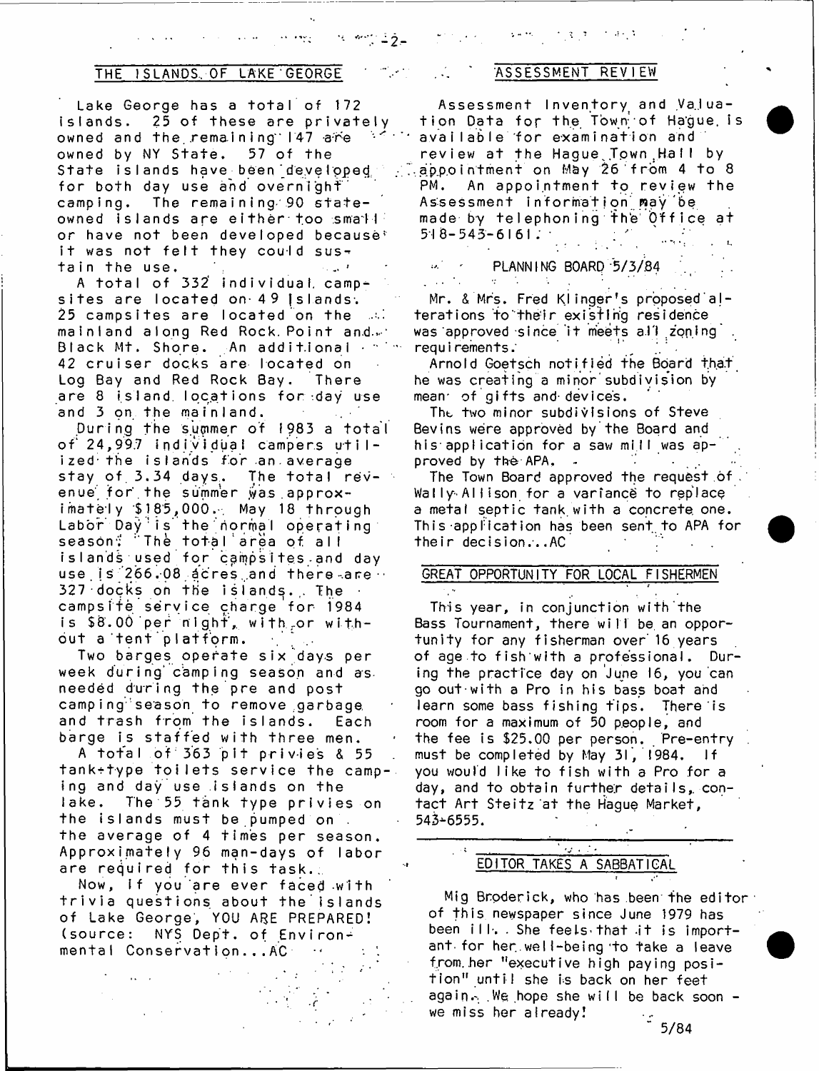## THE ISLANDS OF LAKE GEORGE

Lake George has a total of 172 islands. 25 of these are privately owned and the remaining 147 are owned by NY State. 57 of the State islands have been developed for both day use and overnight camping. The remaining 90 state-owned islands are either too small or have not been developed because it was not felt they could sustain the use.

A total of 332 individual campsites are located on 49 Islands. 25 campsites are located on the mainland along Red Rock Point and Black Mt. Shore. An additional 42 cruiser docks are located on Log Bay and Red Rock Bay. There are 8 island locations for day use and 3 on the mainland.

During the summer of 1983 a total of 24,997 individual campers utilized the islands for an average stay of 3.34 days. The total revenue for the summer was approximately $185,000. May 18 through Labor Day is the normal operating season. The total area of all islands used for campsites and day use is 266.08 acres and there are 327 docks on the islands. The campsite service charge for 1984 is $8.00 per night, with or without a tent platform.

Two barges operate six days per week during camping season and as needed during the pre and post camping season to remove garbage and trash from the islands. Each barge is staffed with three men.

A total of 363 pit privies & 55 tank-type toilets service the camping and day use islands on the lake. The 55 tank type privies on the islands must be pumped on the average of 4 times per season. Approximately 96 man-days of labor are required for this task.

Now, if you are ever faced with trivia questions about the islands of Lake George, YOU ARE PREPARED! (source: NYS Dept. of Environmental Conservation...AC

## ASSESSMENT REVIEW

Assessment Inventory and Valuation Data for the Town of Hague is available for examination and review at the Hague Town Hall by appointment on May 26 from 4 to 8 PM. An appointment to review the Assessment information may be made by telephoning the Office at 518-543-6161.

### PLANNING BOARD 5/3/84

Mr. & Mrs. Fred Klinger's proposed alterations to their existing residence was approved since it meets all zoning requirements.

Arnold Goetsch notified the Board that he was creating a minor subdivision by mean of gifts and devices.

The two minor subdivisions of Steve Bevins were approved by the Board and his application for a saw mill was approved by the APA.

The Town Board approved the request of Wally Allison for a variance to replace a metal septic tank with a concrete one. This application has been sent to APA for their decision...AC

## GREAT OPPORTUNITY FOR LOCAL FISHERMEN

This year, in conjunction with the Bass Tournament, there will be an opportunity for any fisherman over 16 years of age to fish with a professional. During the practice day on June 16, you can go out with a Pro in his bass boat and learn some bass fishing tips. There is room for a maximum of 50 people, and the fee is $25.00 per person. Pre-entry must be completed by May 31, 1984. If you would like to fish with a Pro for a day, and to obtain further details, contact Art Steitz at the Hague Market, 543-6555.

## EDITOR TAKES A SABBATICAL

Mig Broderick, who has been the editor of this newspaper since June 1979 has been ill. She feels that it is important for her well-being to take a leave from her "executive high paying position" until she is back on her feet again. We hope she will be back soon - we miss her already!

5/84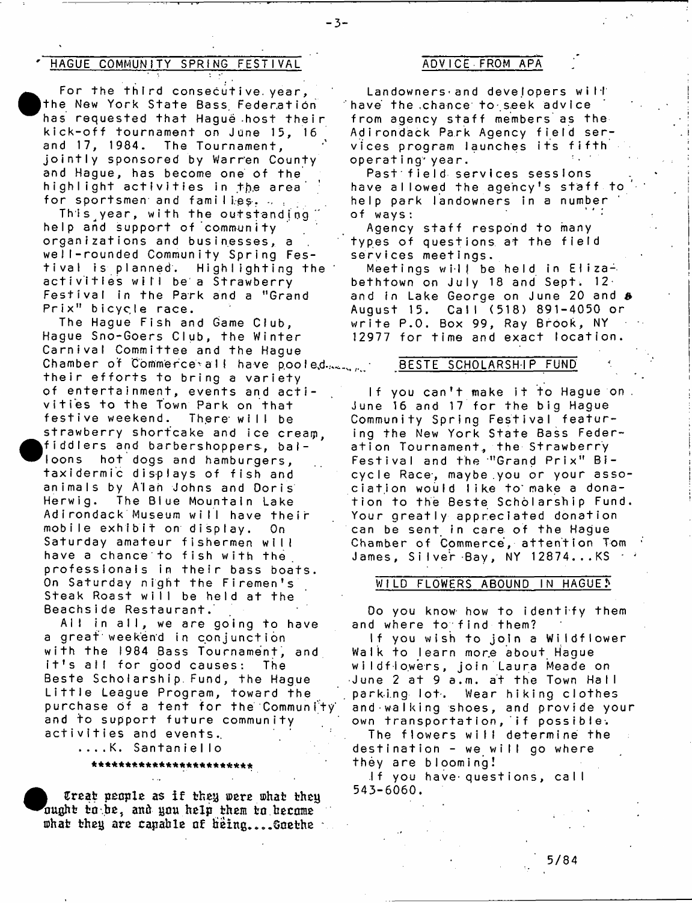## HAGUE COMMUNITY SPRING FESTIVAL

For the third consecutive year, the New York State Bass Federation has requested that Hague host their kick-off tournament on June 15, 16 and 17, 1984. The Tournament, jointly sponsored by Warren County and Hague, has become one of the highlight activities in the area for sportsmen and families.

This year, with the outstanding help and support of community organizations and businesses, a well-rounded Community Spring Festival is planned. Highlighting the activities will be a Strawberry Festival in the Park and a "Grand Prix" bicycle race.

The Hague Fish and Game Club, Hague Sno-Goers Club, the Winter Carnival Committee and the Hague Chamber of Commerce all have pooled their efforts to bring a variety of entertainment, events and activities to the Town Park on that festive weekend. There will be strawberry shortcake and ice cream, fiddlers and barbershoppers, balloons hot dogs and hamburgers, taxidermic displays of fish and animals by Alan Johns and Doris Herwig. The Blue Mountain Lake Adirondack Museum will have their mobile exhibit on display. On Saturday amateur fishermen will have a chance to fish with the professionals in their bass boats. On Saturday night the Firemen's Steak Roast will be held at the Beachside Restaurant.

All in all, we are going to have a great weekend in conjunction with the 1984 Bass Tournament, and it's all for good causes: The Beste Scholarship Fund, the Hague Little League Program, toward the purchase of a tent for the Community and to support future community activities and events.

....K. Santaniello

*************************

*Treat people as if they were what they ought to be, and you help them to become what they are capable of being....Goethe*

## ADVICE FROM APA

Landowners and developers will have the chance to seek advice from agency staff members as the Adirondack Park Agency field services program launches its fifth operating year.

Past field services sessions have allowed the agency's staff to help park landowners in a number of ways:

Agency staff respond to many types of questions at the field services meetings.

Meetings will be held in Elizabethtown on July 18 and Sept. 12 and in Lake George on June 20 and August 15. Call (518) 891-4050 or write P.O. Box 99, Ray Brook, NY 12977 for time and exact location.

## BESTE SCHOLARSHIP FUND

If you can't make it to Hague on June 16 and 17 for the big Hague Community Spring Festival featuring the New York State Bass Federation Tournament, the Strawberry Festival and the "Grand Prix" Bicycle Race, maybe you or your association would like to make a donation to the Beste Scholarship Fund. Your greatly appreciated donation can be sent in care of the Hague Chamber of Commerce, attention Tom James, Silver Bay, NY 12874...KS

## WILD FLOWERS ABOUND IN HAGUE!

Do you know how to identify them and where to find them?

If you wish to join a Wildflower Walk to learn more about Hague wildflowers, join Laura Meade on June 2 at 9 a.m. at the Town Hall parking lot. Wear hiking clothes and walking shoes, and provide your own transportation, if possible.

The flowers will determine the destination - we will go where they are blooming!

If you have questions, call 543-6060.

5/84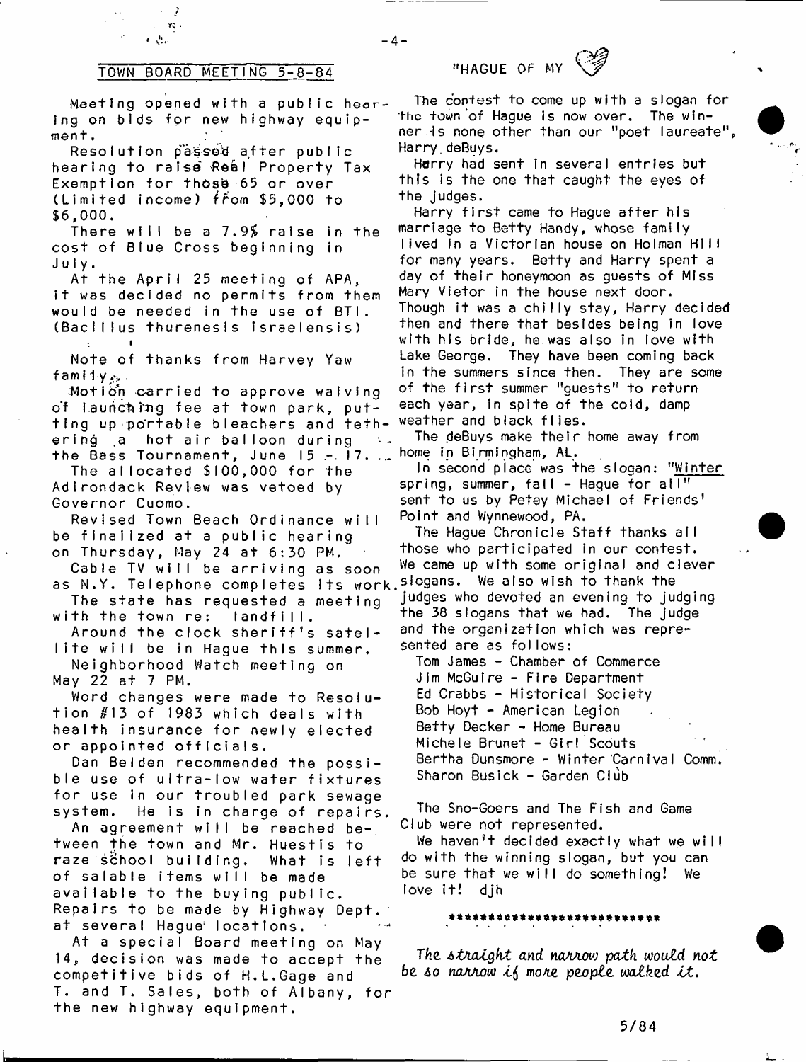## TOWN BOARD MEETING 5-8-84

Meeting opened with a public hearing on bids for new highway equipment.

Resolution passed after public hearing to raise Real Property Tax Exemption for those 65 or over (Limited income) from $5,000 to $6,000.

There will be a 7.9% raise in the cost of Blue Cross beginning in July.

At the April 25 meeting of APA, it was decided no permits from them would be needed in the use of BTI. (Bacillus thurenesis israelensis)

Note of thanks from Harvey Yaw family.

Motion carried to approve waiving of launching fee at town park, putting up portable bleachers and tethering a hot air balloon during the Bass Tournament, June 15 - 17.

The allocated $100,000 for the Adirondack Review was vetoed by Governor Cuomo.

Revised Town Beach Ordinance will be finalized at a public hearing on Thursday, May 24 at 6:30 PM.

Cable TV will be arriving as soon as N.Y. Telephone completes its work.

The state has requested a meeting with the town re: landfill.

Around the clock sheriff's satellite will be in Hague this summer.

Neighborhood Watch meeting on May 22 at 7 PM.

Word changes were made to Resolution #13 of 1983 which deals with health insurance for newly elected or appointed officials.

Dan Belden recommended the possible use of ultra-low water fixtures for use in our troubled park sewage system. He is in charge of repairs.

An agreement will be reached between the town and Mr. Huestis to raze school building. What is left of salable items will be made available to the buying public.

Repairs to be made by Highway Dept. at several Hague locations.

At a special Board meeting on May 14, decision was made to accept the competitive bids of H.L.Gage and T. and T. Sales, both of Albany, for the new highway equipment.

## "HAGUE OF MY ♡"

The contest to come up with a slogan for the town of Hague is now over. The winner is none other than our "poet laureate", Harry deBuys.

Harry had sent in several entries but this is the one that caught the eyes of the judges.

Harry first came to Hague after his marriage to Betty Handy, whose family lived in a Victorian house on Holman Hill for many years. Betty and Harry spent a day of their honeymoon as guests of Miss Mary Vietor in the house next door. Though it was a chilly stay, Harry decided then and there that besides being in love with his bride, he was also in love with Lake George. They have been coming back in the summers since then. They are some of the first summer "guests" to return each year, in spite of the cold, damp weather and black flies.

The deBuys make their home away from home in Birmingham, AL.

In second place was the slogan: "Winter spring, summer, fall - Hague for all" sent to us by Petey Michael of Friends' Point and Wynnewood, PA.

The Hague Chronicle Staff thanks all those who participated in our contest. We came up with some original and clever slogans. We also wish to thank the judges who devoted an evening to judging the 38 slogans that we had. The judge and the organization which was represented are as follows:

Tom James - Chamber of Commerce  
Jim McGuire - Fire Department  
Ed Crabbs - Historical Society  
Bob Hoyt - American Legion  
Betty Decker - Home Bureau  
Michele Brunet - Girl Scouts  
Bertha Dunsmore - Winter Carnival Comm.  
Sharon Busick - Garden Club

The Sno-Goers and The Fish and Game Club were not represented.

We haven't decided exactly what we will do with the winning slogan, but you can be sure that we will do something! We love it! djh

\*\*\*\*\*\*\*\*\*\*\*\*\*\*\*\*\*\*\*\*\*\*\*\*\*\*\*\*

*The straight and narrow path would not be so narrow if more people walked it.*

5/84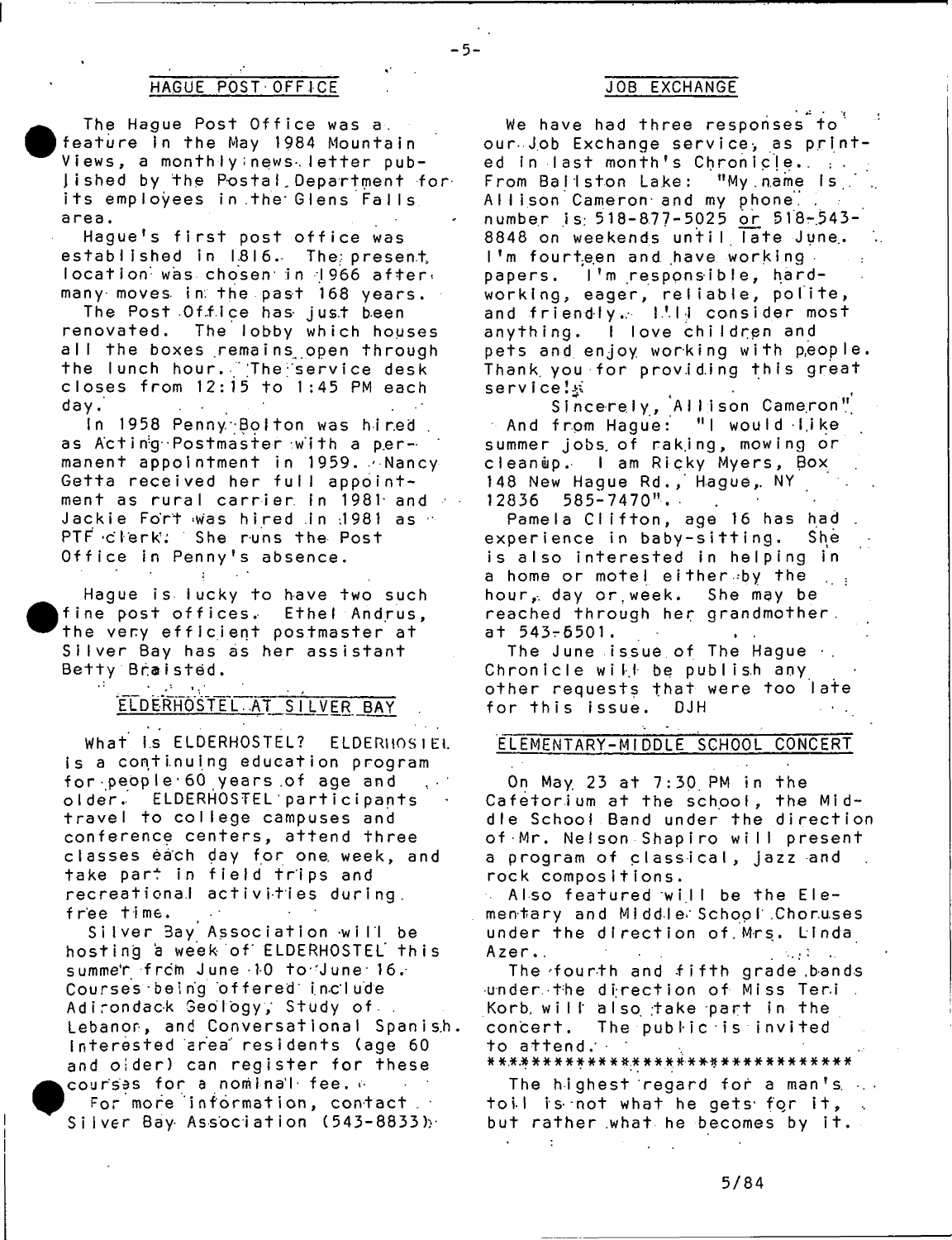## HAGUE POST OFFICE

The Hague Post Office was a feature in the May 1984 Mountain Views, a monthly news-letter published by the Postal Department for its employees in the Glens Falls area.

Hague's first post office was established in 1816. The present location was chosen in 1966 after many moves in the past 168 years.

The Post Office has just been renovated. The lobby which houses all the boxes remains open through the lunch hour. The service desk closes from 12:15 to 1:45 PM each day.

In 1958 Penny Bolton was hired as Acting Postmaster with a permanent appointment in 1959. Nancy Getta received her full appointment as rural carrier in 1981 and Jackie Fort was hired in 1981 as PTF clerk. She runs the Post Office in Penny's absence.

Hague is lucky to have two such fine post offices. Ethel Andrus, the very efficient postmaster at Silver Bay has as her assistant Betty Braisted.

## ELDERHOSTEL AT SILVER BAY

What is ELDERHOSTEL? ELDERHOSTEL is a continuing education program for people 60 years of age and older. ELDERHOSTEL participants travel to college campuses and conference centers, attend three classes each day for one week, and take part in field trips and recreational activities during free time.

Silver Bay Association will be hosting a week of ELDERHOSTEL this summer from June 10 to June 16. Courses being offered include Adirondack Geology, Study of Lebanon, and Conversational Spanish. Interested area residents (age 60 and older) can register for these courses for a nominal fee.

For more information, contact Silver Bay Association (543-8833).

## JOB EXCHANGE

We have had three responses to our Job Exchange service, as printed in last month's Chronicle. From Ballston Lake: "My name is Allison Cameron and my phone number is 518-877-5025 or 518-543-8848 on weekends until late June. I'm fourteen and have working papers. I'm responsible, hard-working, eager, reliable, polite, and friendly. I'll consider most anything. I love children and pets and enjoy working with people. Thank you for providing this great service!

Sincerely, Allison Cameron"

And from Hague: "I would like summer jobs of raking, mowing or cleanup. I am Ricky Myers, Box 148 New Hague Rd., Hague, NY 12836 585-7470".

Pamela Clifton, age 16 has had experience in baby-sitting. She is also interested in helping in a home or motel either by the hour, day or week. She may be reached through her grandmother at 543-6501.

The June issue of The Hague Chronicle will be publish any other requests that were too late for this issue. DJH

## ELEMENTARY-MIDDLE SCHOOL CONCERT

On May 23 at 7:30 PM in the Cafetorium at the school, the Middle School Band under the direction of Mr. Nelson Shapiro will present a program of classical, jazz and rock compositions.

Also featured will be the Elementary and Middle School Choruses under the direction of Mrs. Linda Azer.

The fourth and fifth grade bands under the direction of Miss Teri Korb will also take part in the concert. The public is invited to attend.

*******************************

The highest regard for a man's toil is not what he gets for it, but rather what he becomes by it.

5/84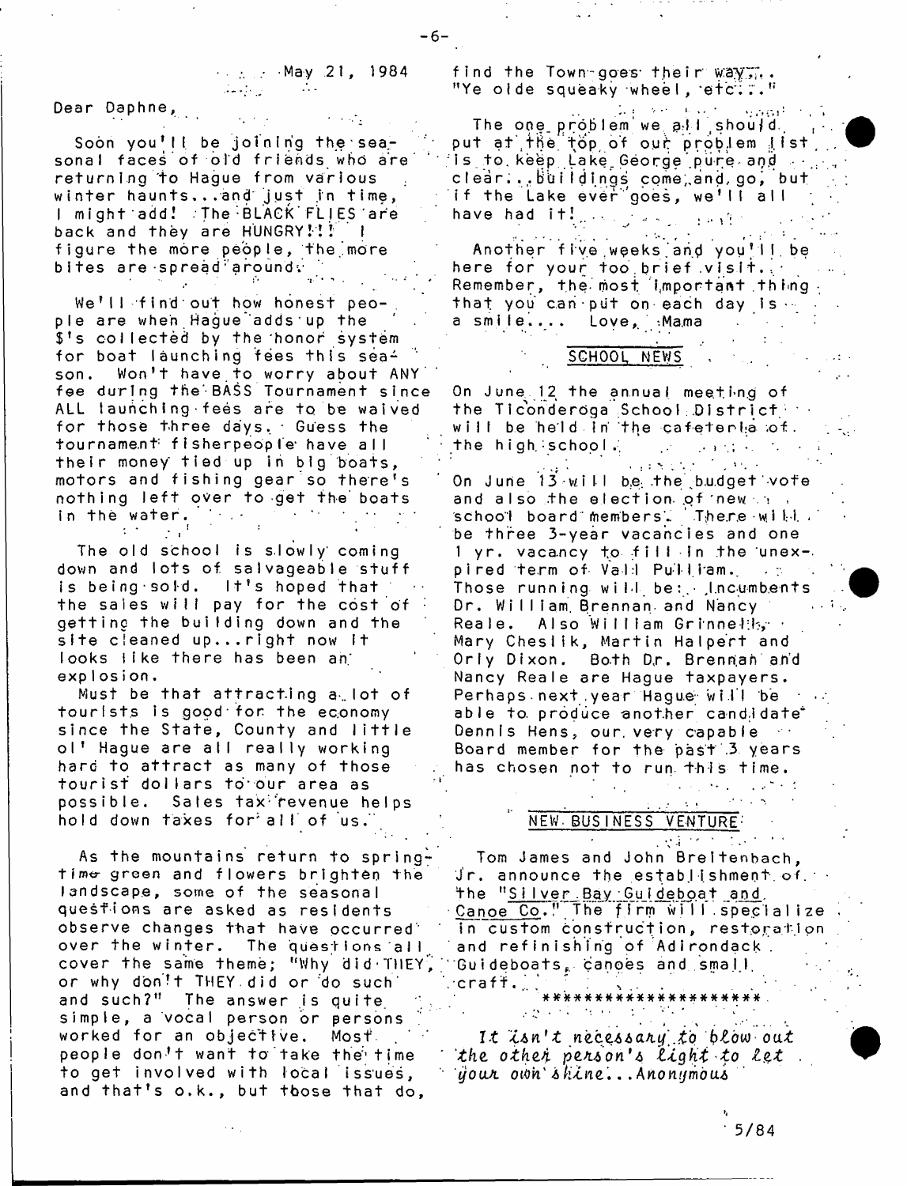May 21, 1984

Dear Daphne,

Soon you'll be joining the seasonal faces of old friends who are returning to Hague from various winter haunts...and just in time, I might add! The BLACK FLIES are back and they are HUNGRY!!! I figure the more people, the more bites are spread around.

We'll find out how honest people are when Hague adds up the $'s collected by the honor system for boat launching fees this season. Won't have to worry about ANY fee during the BASS Tournament since ALL launching fees are to be waived for those three days. Guess the tournament fisherpeople have all their money tied up in big boats, motors and fishing gear so there's nothing left over to get the boats in the water.

The old school is slowly coming down and lots of salvageable stuff is being sold. It's hoped that the sales will pay for the cost of getting the building down and the site cleaned up...right now it looks like there has been an explosion.

Must be that attracting a lot of tourists is good for the economy since the State, County and little ol' Hague are all really working hard to attract as many of those tourist dollars to our area as possible. Sales tax revenue helps hold down taxes for all of us.

As the mountains return to springtime green and flowers brighten the landscape, some of the seasonal questions are asked as residents observe changes that have occurred over the winter. The questions all cover the same theme; "Why did THEY, or why don't THEY did or do such and such?" The answer is quite simple, a vocal person or persons worked for an objective. Most people don't want to take the time to get involved with local issues, and that's o.k., but those that do, find the Town goes their way... "Ye olde squeaky wheel, etc..."

The one problem we all should put at the top of our problem list is to keep Lake George pure and clear...buildings come and go, but if the Lake ever goes, we'll all have had it!

Another five weeks and you'll be here for your too brief visit. Remember, the most important thing that you can put on each day is a smile.... Love, Mama

## SCHOOL NEWS

On June 12 the annual meeting of the Ticonderoga School District will be held in the cafeteria of the high school.

On June 13 will be the budget vote and also the election of new school board members. There will be three 3-year vacancies and one 1 yr. vacancy to fill in the unexpired term of Vail Pulliam. Those running will be: Incumbents Dr. William Brennan and Nancy Reale. Also William Grinnell, Mary Cheslik, Martin Halpert and Orly Dixon. Both Dr. Brennan and Nancy Reale are Hague taxpayers. Perhaps next year Hague will be able to produce another candidate. Dennis Hens, our very capable Board member for the past 3 years has chosen not to run this time.

## NEW BUSINESS VENTURE

Tom James and John Breitenbach, Jr. announce the establishment of the "Silver Bay Guideboat and Canoe Co." The firm will specialize in custom construction, restoration and refinishing of Adirondack Guideboats, canoes and small craft.

*********************

*It isn't necessary to blow out the other person's light to let your own shine...Anonymous*

5/84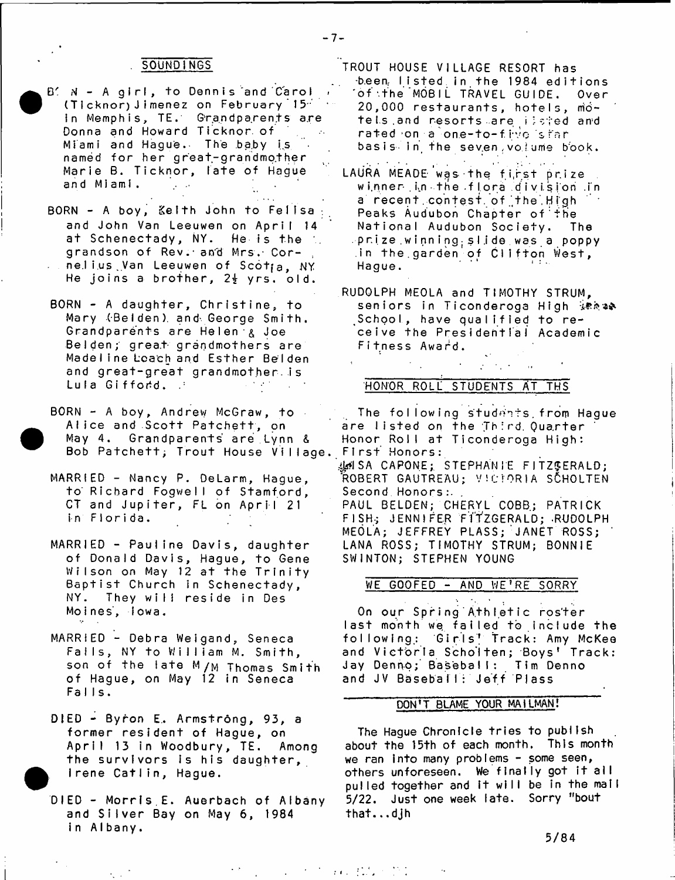## SOUNDINGS

BORN - A girl, to Dennis and Carol (Ticknor) Jimenez on February 15 in Memphis, TE. Grandparents are Donna and Howard Ticknor of Miami and Hague. The baby is named for her great-grandmother Marie B. Ticknor, late of Hague and Miami.

BORN - A boy, Keith John to Felisa and John Van Leeuwen on April 14 at Schenectady, NY. He is the grandson of Rev. and Mrs. Cornelius Van Leeuwen of Scotia, NY. He joins a brother, 2½ yrs. old.

BORN - A daughter, Christine, to Mary (Belden) and George Smith. Grandparents are Helen & Joe Belden; great grandmothers are Madeline Loach and Esther Belden and great-great grandmother is Lula Gifford.

BORN - A boy, Andrew McGraw, to Alice and Scott Patchett, on May 4. Grandparents are Lynn & Bob Patchett; Trout House Village.

MARRIED - Nancy P. DeLarm, Hague, to Richard Fogwell of Stamford, CT and Jupiter, FL on April 21 in Florida.

MARRIED - Pauline Davis, daughter of Donald Davis, Hague, to Gene Wilson on May 12 at the Trinity Baptist Church in Schenectady, NY. They will reside in Des Moines, Iowa.

MARRIED - Debra Weigand, Seneca Falls, NY to William M. Smith, son of the late M/M Thomas Smith of Hague, on May 12 in Seneca Falls.

DIED - Byron E. Armstrong, 93, a former resident of Hague, on April 13 in Woodbury, TE. Among the survivors is his daughter, Irene Catlin, Hague.

DIED - Morris E. Auerbach of Albany and Silver Bay on May 6, 1984 in Albany.

TROUT HOUSE VILLAGE RESORT has been listed in the 1984 editions of the MOBIL TRAVEL GUIDE. Over 20,000 restaurants, hotels, motels and resorts are listed and rated on a one-to-five star basis in the seven volume book.

LAURA MEADE was the first prize winner in the flora division in a recent contest of the High Peaks Audubon Chapter of the National Audubon Society. The prize winning slide was a poppy in the garden of Clifton West, Hague.

RUDOLPH MEOLA and TIMOTHY STRUM, seniors in Ticonderoga High School, have qualified to receive the Presidential Academic Fitness Award.

## HONOR ROLL STUDENTS AT THS

The following students from Hague are listed on the Third Quarter Honor Roll at Ticonderoga High:

First Honors:
LISA CAPONE; STEPHANIE FITZGERALD; ROBERT GAUTREAU; VICTORIA SCHOLTEN

Second Honors:
PAUL BELDEN; CHERYL COBB; PATRICK FISH; JENNIFER FITZGERALD; RUDOLPH MEOLA; JEFFREY PLASS; JANET ROSS; LANA ROSS; TIMOTHY STRUM; BONNIE SWINTON; STEPHEN YOUNG

## WE GOOFED - AND WE'RE SORRY

On our Spring Athletic roster last month we failed to include the following: Girls' Track: Amy McKee and Victoria Scholten; Boys' Track: Jay Denno; Baseball: Tim Denno and JV Baseball: Jeff Plass

## DON'T BLAME YOUR MAILMAN!

The Hague Chronicle tries to publish about the 15th of each month. This month we ran into many problems - some seen, others unforeseen. We finally got it all pulled together and it will be in the mail 5/22. Just one week late. Sorry 'bout that...djh

5/84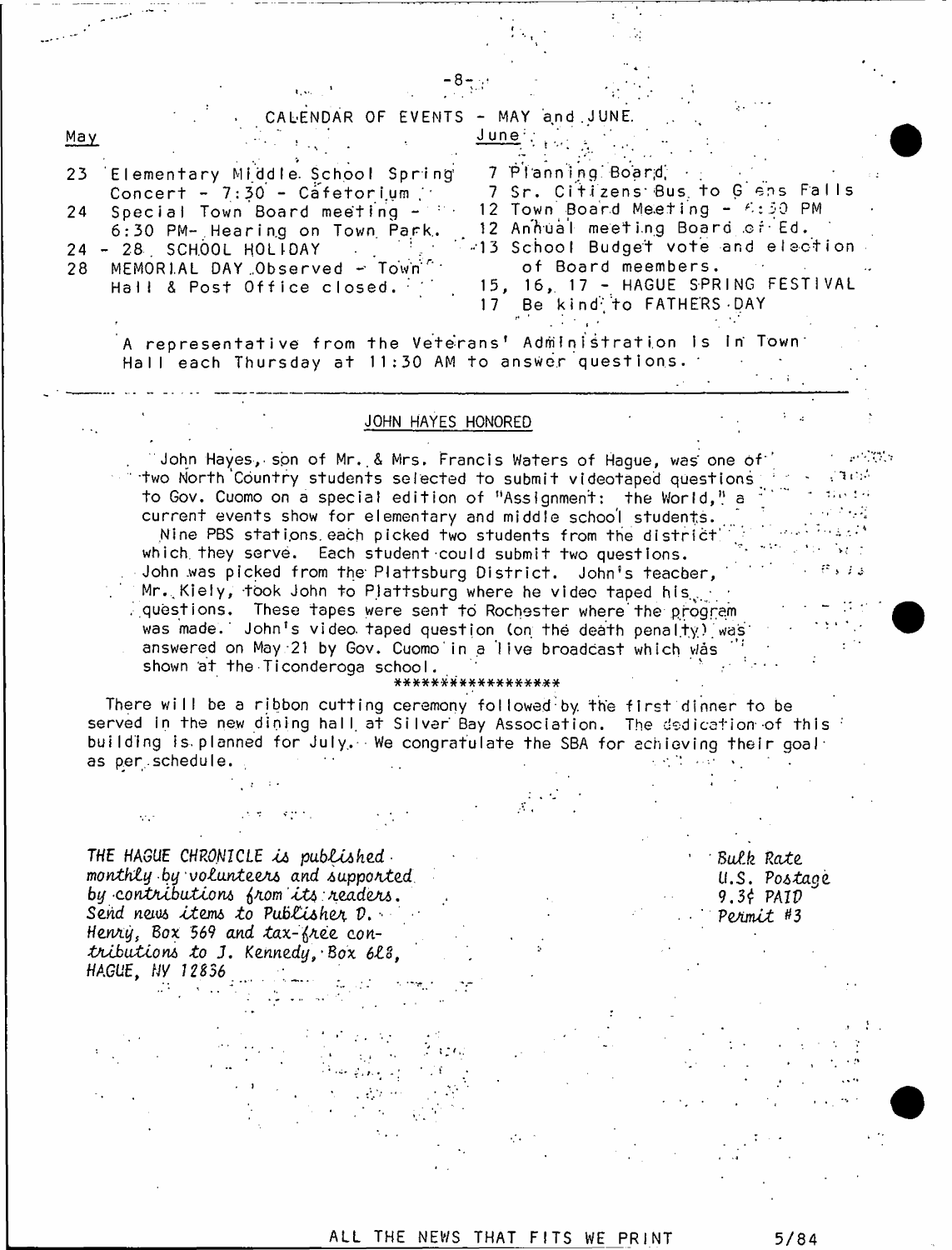## CALENDAR OF EVENTS - MAY and JUNE

**May**

- 23 Elementary Middle School Spring Concert - 7:30 - Cafetorium
- 24 Special Town Board meeting - 6:30 PM - Hearing on Town Park.
- 24 - 28 SCHOOL HOLIDAY
- 28 MEMORIAL DAY Observed - Town Hall & Post Office closed.

**June**

- 7 Planning Board
- 7 Sr. Citizens Bus to Glens Falls
- 12 Town Board Meeting - 8:30 PM
- 12 Annual meeting Board of Ed.
- 13 School Budget vote and election of Board meembers.
- 15, 16, 17 - HAGUE SPRING FESTIVAL
- 17 Be kind to FATHERS DAY

A representative from the Veterans' Administration is in Town Hall each Thursday at 11:30 AM to answer questions.

---

## JOHN HAYES HONORED

John Hayes, son of Mr. & Mrs. Francis Waters of Hague, was one of two North Country students selected to submit videotaped questions to Gov. Cuomo on a special edition of "Assignment: the World," a current events show for elementary and middle school students.

Nine PBS stations each picked two students from the district which they serve. Each student could submit two questions. John was picked from the Plattsburg District. John's teacher, Mr. Kiely, took John to Plattsburg where he video taped his questions. These tapes were sent to Rochester where the program was made. John's video taped question (on the death penalty) was answered on May 21 by Gov. Cuomo in a live broadcast which was shown at the Ticonderoga school.

*****************

There will be a ribbon cutting ceremony followed by the first dinner to be served in the new dining hall at Silver Bay Association. The dedication of this building is planned for July. We congratulate the SBA for achieving their goal as per schedule.

*THE HAGUE CHRONICLE is published monthly by volunteers and supported by contributions from its readers. Send news items to Publisher D. Henry, Box 569 and tax-free contributions to J. Kennedy, Box 6£8, HAGUE, NY 12836*

*Bulk Rate*
*U.S. Postage*
*9.3¢ PAID*
*Permit #3*

ALL THE NEWS THAT FITS WE PRINT 5/84